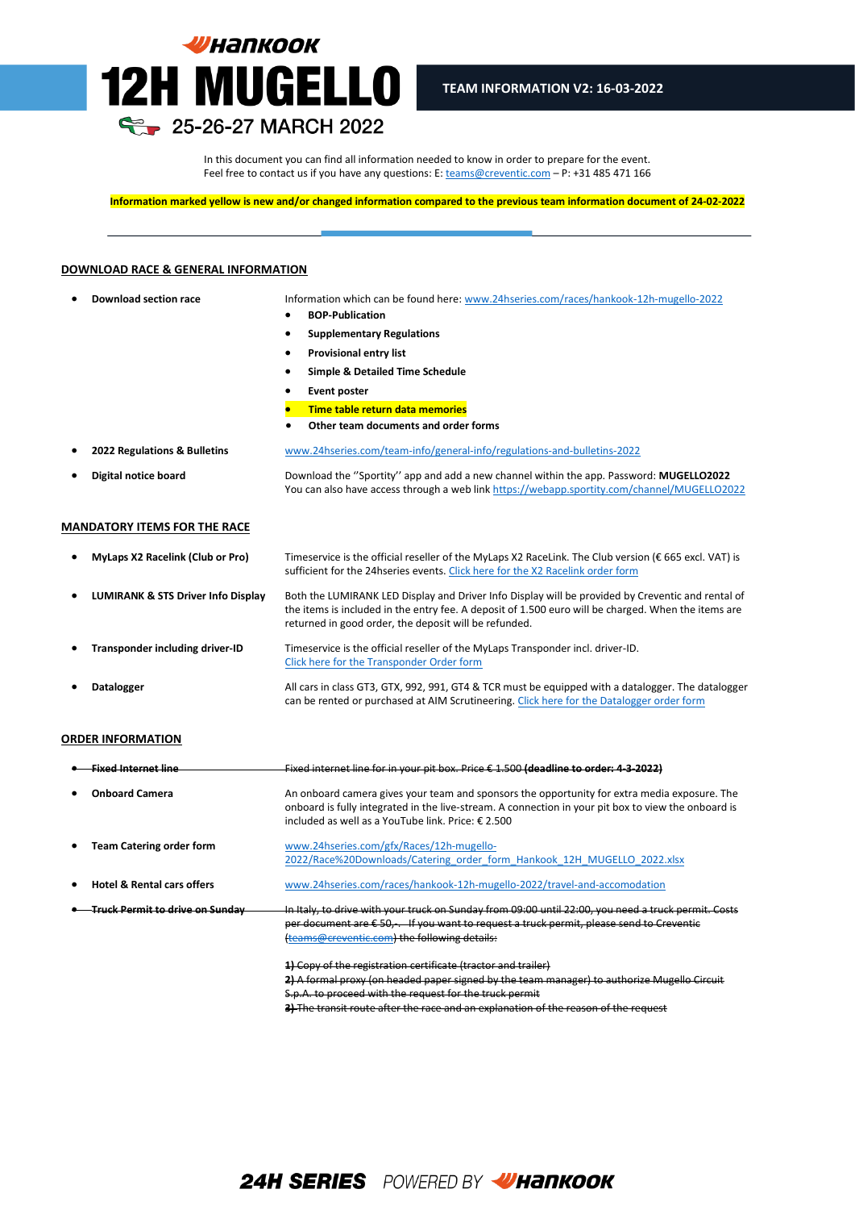# HANKOOK 12H MUGELLO

25-26-27 MARCH 2022

**TEAM INFORMATION V2: 16-03-2022**

In this document you can find all information needed to know in order to prepare for the event.
Feel free to contact us if you have any questions: E: teams@creventic.com – P: +31 485 471 166

**Information marked yellow is new and/or changed information compared to the previous team information document of 24-02-2022**

## DOWNLOAD RACE & GENERAL INFORMATION

- **Download section race** — Information which can be found here: www.24hseries.com/races/hankook-12h-mugello-2022
  - **BOP-Publication**
  - **Supplementary Regulations**
  - **Provisional entry list**
  - **Simple & Detailed Time Schedule**
  - **Event poster**
  - **Time table return data memories**
  - **Other team documents and order forms**
- **2022 Regulations & Bulletins** — www.24hseries.com/team-info/general-info/regulations-and-bulletins-2022
- **Digital notice board** — Download the ''Sportity'' app and add a new channel within the app. Password: **MUGELLO2022**
  You can also have access through a web link https://webapp.sportity.com/channel/MUGELLO2022

## MANDATORY ITEMS FOR THE RACE

- **MyLaps X2 Racelink (Club or Pro)** — Timeservice is the official reseller of the MyLaps X2 RaceLink. The Club version (€ 665 excl. VAT) is sufficient for the 24hseries events. Click here for the X2 Racelink order form
- **LUMIRANK & STS Driver Info Display** — Both the LUMIRANK LED Display and Driver Info Display will be provided by Creventic and rental of the items is included in the entry fee. A deposit of 1.500 euro will be charged. When the items are returned in good order, the deposit will be refunded.
- **Transponder including driver-ID** — Timeservice is the official reseller of the MyLaps Transponder incl. driver-ID.
  Click here for the Transponder Order form
- **Datalogger** — All cars in class GT3, GTX, 992, 991, GT4 & TCR must be equipped with a datalogger. The datalogger can be rented or purchased at AIM Scrutineering. Click here for the Datalogger order form

## ORDER INFORMATION

- ~~**Fixed Internet line** — Fixed internet line for in your pit box. Price € 1.500 **(deadline to order: 4-3-2022)**~~
- **Onboard Camera** — An onboard camera gives your team and sponsors the opportunity for extra media exposure. The onboard is fully integrated in the live-stream. A connection in your pit box to view the onboard is included as well as a YouTube link. Price: € 2.500
- **Team Catering order form** — www.24hseries.com/gfx/Races/12h-mugello-2022/Race%20Downloads/Catering_order_form_Hankook_12H_MUGELLO_2022.xlsx
- **Hotel & Rental cars offers** — www.24hseries.com/races/hankook-12h-mugello-2022/travel-and-accomodation
- ~~**Truck Permit to drive on Sunday** — In Italy, to drive with your truck on Sunday from 09:00 until 22:00, you need a truck permit. Costs per document are € 50,-. If you want to request a truck permit, please send to Creventic (teams@creventic.com) the following details:~~

  ~~**1)** Copy of the registration certificate (tractor and trailer)~~
  ~~**2)** A formal proxy (on headed paper signed by the team manager) to authorize Mugello Circuit S.p.A. to proceed with the request for the truck permit~~
  ~~**3)** The transit route after the race and an explanation of the reason of the request~~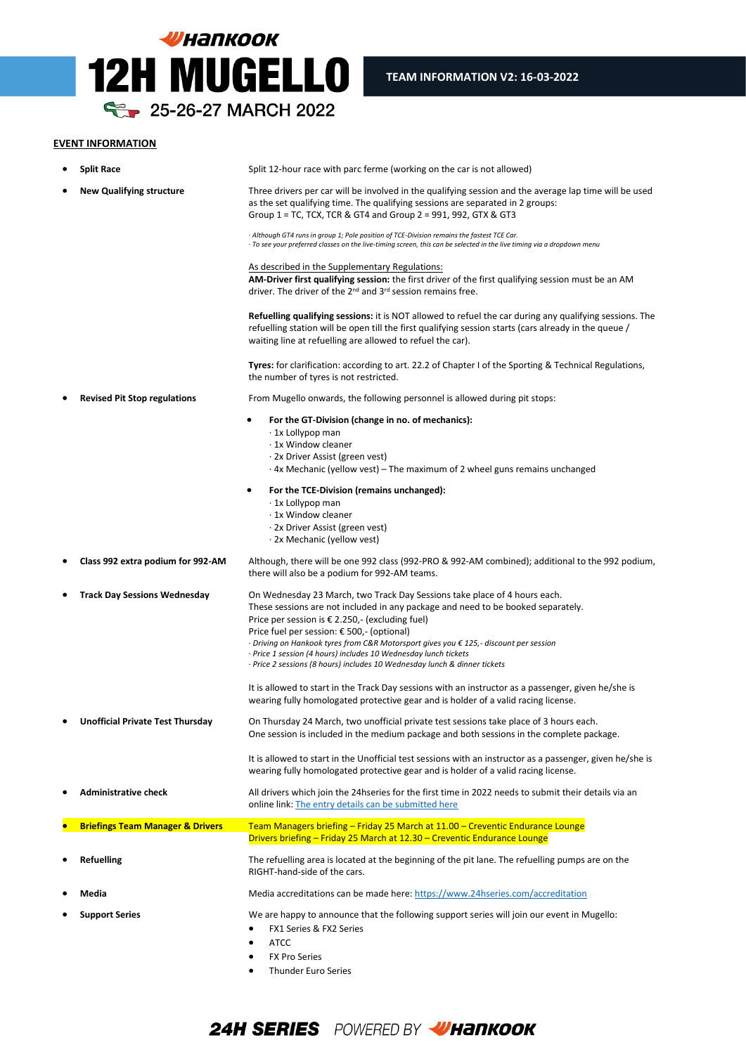# 12H MUGELLO

## 25-26-27 MARCH 2022

**TEAM INFORMATION V2: 16-03-2022**

## EVENT INFORMATION

- **Split Race**

  Split 12-hour race with parc ferme (working on the car is not allowed)

- **New Qualifying structure**

  Three drivers per car will be involved in the qualifying session and the average lap time will be used as the set qualifying time. The qualifying sessions are separated in 2 groups:
  Group 1 = TC, TCX, TCR & GT4 and Group 2 = 991, 992, GTX & GT3

  *· Although GT4 runs in group 1; Pole position of TCE-Division remains the fastest TCE Car.*
  *· To see your preferred classes on the live-timing screen, this can be selected in the live timing via a dropdown menu*

  As described in the Supplementary Regulations:
  **AM-Driver first qualifying session:** the first driver of the first qualifying session must be an AM driver. The driver of the 2nd and 3rd session remains free.

  **Refuelling qualifying sessions:** it is NOT allowed to refuel the car during any qualifying sessions. The refuelling station will be open till the first qualifying session starts (cars already in the queue / waiting line at refuelling are allowed to refuel the car).

  **Tyres:** for clarification: according to art. 22.2 of Chapter I of the Sporting & Technical Regulations, the number of tyres is not restricted.

- **Revised Pit Stop regulations**

  From Mugello onwards, the following personnel is allowed during pit stops:

  - **For the GT-Division (change in no. of mechanics):**
    · 1x Lollypop man
    · 1x Window cleaner
    · 2x Driver Assist (green vest)
    · 4x Mechanic (yellow vest) – The maximum of 2 wheel guns remains unchanged

  - **For the TCE-Division (remains unchanged):**
    · 1x Lollypop man
    · 1x Window cleaner
    · 2x Driver Assist (green vest)
    · 2x Mechanic (yellow vest)

- **Class 992 extra podium for 992-AM**

  Although, there will be one 992 class (992-PRO & 992-AM combined); additional to the 992 podium, there will also be a podium for 992-AM teams.

- **Track Day Sessions Wednesday**

  On Wednesday 23 March, two Track Day Sessions take place of 4 hours each.
  These sessions are not included in any package and need to be booked separately.
  Price per session is € 2.250,- (excluding fuel)
  Price fuel per session: € 500,- (optional)
  *· Driving on Hankook tyres from C&R Motorsport gives you € 125,- discount per session*
  *· Price 1 session (4 hours) includes 10 Wednesday lunch tickets*
  *· Price 2 sessions (8 hours) includes 10 Wednesday lunch & dinner tickets*

  It is allowed to start in the Track Day sessions with an instructor as a passenger, given he/she is wearing fully homologated protective gear and is holder of a valid racing license.

- **Unofficial Private Test Thursday**

  On Thursday 24 March, two unofficial private test sessions take place of 3 hours each.
  One session is included in the medium package and both sessions in the complete package.

  It is allowed to start in the Unofficial test sessions with an instructor as a passenger, given he/she is wearing fully homologated protective gear and is holder of a valid racing license.

- **Administrative check**

  All drivers which join the 24hseries for the first time in 2022 needs to submit their details via an online link: The entry details can be submitted here

- **Briefings Team Manager & Drivers**

  Team Managers briefing – Friday 25 March at 11.00 – Creventic Endurance Lounge
  Drivers briefing – Friday 25 March at 12.30 – Creventic Endurance Lounge

- **Refuelling**

  The refuelling area is located at the beginning of the pit lane. The refuelling pumps are on the RIGHT-hand-side of the cars.

- **Media**

  Media accreditations can be made here: https://www.24hseries.com/accreditation

- **Support Series**

  We are happy to announce that the following support series will join our event in Mugello:

  - FX1 Series & FX2 Series
  - ATCC
  - FX Pro Series
  - Thunder Euro Series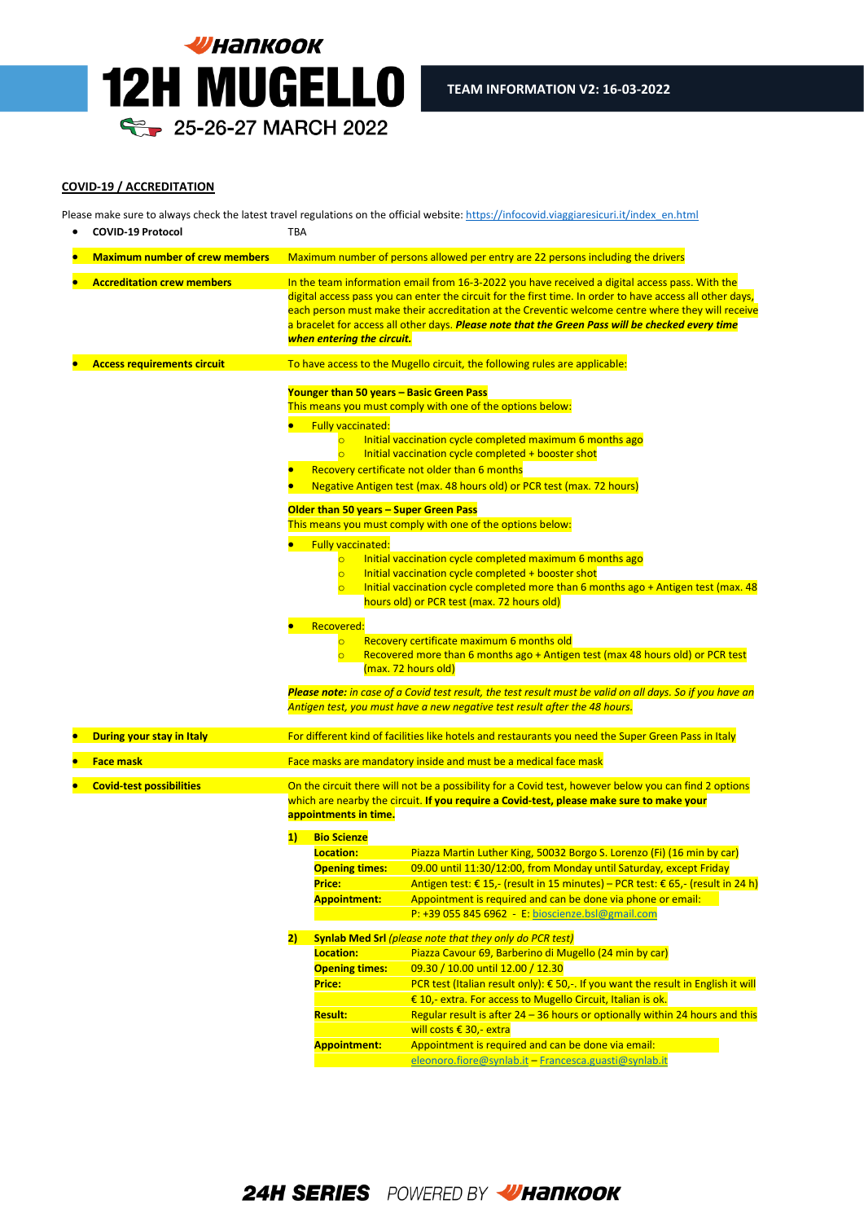# Hankook 12H MUGELLO

25-26-27 MARCH 2022

TEAM INFORMATION V2: 16-03-2022

## COVID-19 / ACCREDITATION

Please make sure to always check the latest travel regulations on the official website: https://infocovid.viaggiaresicuri.it/index_en.html

- **COVID-19 Protocol** — TBA
- **Maximum number of crew members** — Maximum number of persons allowed per entry are 22 persons including the drivers
- **Accreditation crew members** — In the team information email from 16-3-2022 you have received a digital access pass. With the digital access pass you can enter the circuit for the first time. In order to have access all other days, each person must make their accreditation at the Creventic welcome centre where they will receive a bracelet for access all other days. ***Please note that the Green Pass will be checked every time when entering the circuit.***
- **Access requirements circuit** — To have access to the Mugello circuit, the following rules are applicable:

  **Younger than 50 years – Basic Green Pass**
  This means you must comply with one of the options below:
  - Fully vaccinated:
    - Initial vaccination cycle completed maximum 6 months ago
    - Initial vaccination cycle completed + booster shot
  - Recovery certificate not older than 6 months
  - Negative Antigen test (max. 48 hours old) or PCR test (max. 72 hours)

  **Older than 50 years – Super Green Pass**
  This means you must comply with one of the options below:
  - Fully vaccinated:
    - Initial vaccination cycle completed maximum 6 months ago
    - Initial vaccination cycle completed + booster shot
    - Initial vaccination cycle completed more than 6 months ago + Antigen test (max. 48 hours old) or PCR test (max. 72 hours old)
  - Recovered:
    - Recovery certificate maximum 6 months old
    - Recovered more than 6 months ago + Antigen test (max 48 hours old) or PCR test (max. 72 hours old)

  ***Please note:*** *in case of a Covid test result, the test result must be valid on all days. So if you have an Antigen test, you must have a new negative test result after the 48 hours.*

- **During your stay in Italy** — For different kind of facilities like hotels and restaurants you need the Super Green Pass in Italy
- **Face mask** — Face masks are mandatory inside and must be a medical face mask
- **Covid-test possibilities** — On the circuit there will not be a possibility for a Covid test, however below you can find 2 options which are nearby the circuit. **If you require a Covid-test, please make sure to make your appointments in time.**

  **1) Bio Scienze**

  | | |
  |---|---|
  | **Location:** | Piazza Martin Luther King, 50032 Borgo S. Lorenzo (Fi) (16 min by car) |
  | **Opening times:** | 09.00 until 11:30/12:00, from Monday until Saturday, except Friday |
  | **Price:** | Antigen test: € 15,- (result in 15 minutes) – PCR test: € 65,- (result in 24 h) |
  | **Appointment:** | Appointment is required and can be done via phone or email: P: +39 055 845 6962 - E: bioscienze.bsl@gmail.com |

  **2) Synlab Med Srl** *(please note that they only do PCR test)*

  | | |
  |---|---|
  | **Location:** | Piazza Cavour 69, Barberino di Mugello (24 min by car) |
  | **Opening times:** | 09.30 / 10.00 until 12.00 / 12.30 |
  | **Price:** | PCR test (Italian result only): € 50,-. If you want the result in English it will € 10,- extra. For access to Mugello Circuit, Italian is ok. |
  | **Result:** | Regular result is after 24 – 36 hours or optionally within 24 hours and this will costs € 30,- extra |
  | **Appointment:** | Appointment is required and can be done via email: eleonoro.fiore@synlab.it – Francesca.guasti@synlab.it |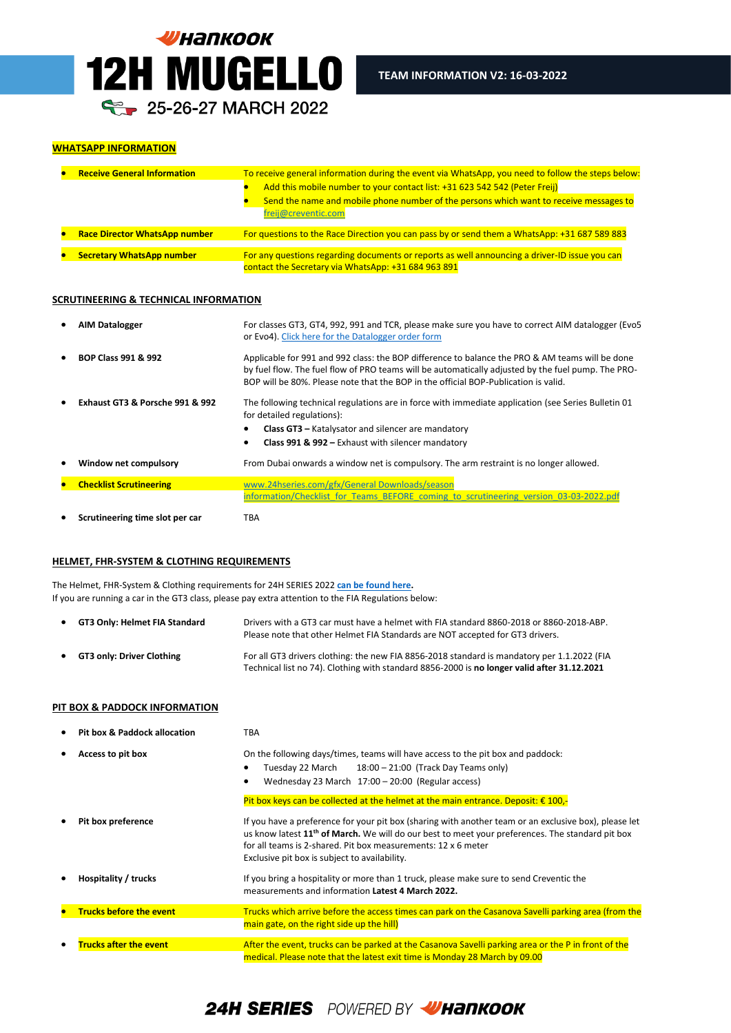# 12H MUGELLO

25-26-27 MARCH 2022

**TEAM INFORMATION V2: 16-03-2022**

## WHATSAPP INFORMATION

- **Receive General Information** — To receive general information during the event via WhatsApp, you need to follow the steps below:
  - Add this mobile number to your contact list: +31 623 542 542 (Peter Freij)
  - Send the name and mobile phone number of the persons which want to receive messages to freij@creventic.com
- **Race Director WhatsApp number** — For questions to the Race Direction you can pass by or send them a WhatsApp: +31 687 589 883
- **Secretary WhatsApp number** — For any questions regarding documents or reports as well announcing a driver-ID issue you can contact the Secretary via WhatsApp: +31 684 963 891

## SCRUTINEERING & TECHNICAL INFORMATION

- **AIM Datalogger** — For classes GT3, GT4, 992, 991 and TCR, please make sure you have to correct AIM datalogger (Evo5 or Evo4). Click here for the Datalogger order form
- **BOP Class 991 & 992** — Applicable for 991 and 992 class: the BOP difference to balance the PRO & AM teams will be done by fuel flow. The fuel flow of PRO teams will be automatically adjusted by the fuel pump. The PRO-BOP will be 80%. Please note that the BOP in the official BOP-Publication is valid.
- **Exhaust GT3 & Porsche 991 & 992** — The following technical regulations are in force with immediate application (see Series Bulletin 01 for detailed regulations):
  - **Class GT3 –** Katalysator and silencer are mandatory
  - **Class 991 & 992 –** Exhaust with silencer mandatory
- **Window net compulsory** — From Dubai onwards a window net is compulsory. The arm restraint is no longer allowed.
- **Checklist Scrutineering** — www.24hseries.com/gfx/General Downloads/season information/Checklist_for_Teams_BEFORE_coming_to_scrutineering_version_03-03-2022.pdf
- **Scrutineering time slot per car** — TBA

## HELMET, FHR-SYSTEM & CLOTHING REQUIREMENTS

The Helmet, FHR-System & Clothing requirements for 24H SERIES 2022 **can be found here**.
If you are running a car in the GT3 class, please pay extra attention to the FIA Regulations below:

- **GT3 Only: Helmet FIA Standard** — Drivers with a GT3 car must have a helmet with FIA standard 8860-2018 or 8860-2018-ABP. Please note that other Helmet FIA Standards are NOT accepted for GT3 drivers.
- **GT3 only: Driver Clothing** — For all GT3 drivers clothing: the new FIA 8856-2018 standard is mandatory per 1.1.2022 (FIA Technical list no 74). Clothing with standard 8856-2000 is **no longer valid after 31.12.2021**

## PIT BOX & PADDOCK INFORMATION

- **Pit box & Paddock allocation** — TBA
- **Access to pit box** — On the following days/times, teams will have access to the pit box and paddock:
  - Tuesday 22 March 18:00 – 21:00 (Track Day Teams only)
  - Wednesday 23 March 17:00 – 20:00 (Regular access)

  Pit box keys can be collected at the helmet at the main entrance. Deposit: € 100,-
- **Pit box preference** — If you have a preference for your pit box (sharing with another team or an exclusive box), please let us know latest **11th of March.** We will do our best to meet your preferences. The standard pit box for all teams is 2-shared. Pit box measurements: 12 x 6 meter. Exclusive pit box is subject to availability.
- **Hospitality / trucks** — If you bring a hospitality or more than 1 truck, please make sure to send Creventic the measurements and information **Latest 4 March 2022.**
- **Trucks before the event** — Trucks which arrive before the access times can park on the Casanova Savelli parking area (from the main gate, on the right side up the hill)
- **Trucks after the event** — After the event, trucks can be parked at the Casanova Savelli parking area or the P in front of the medical. Please note that the latest exit time is Monday 28 March by 09.00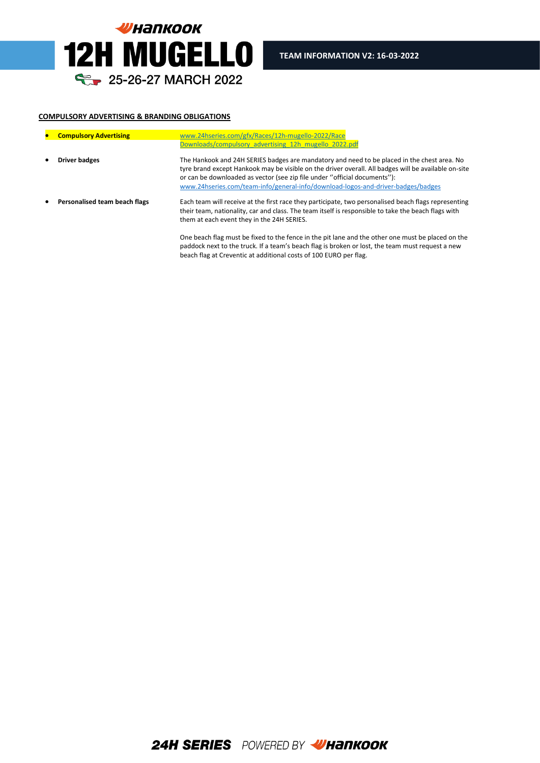## COMPOSULSORY ADVERTISING & BRANDING OBLIGATIONS

- **Compulsory Advertising** — www.24hseries.com/gfx/Races/12h-mugello-2022/Race Downloads/compulsory_advertising_12h_mugello_2022.pdf

- **Driver badges** — The Hankook and 24H SERIES badges are mandatory and need to be placed in the chest area. No tyre brand except Hankook may be visible on the driver overall. All badges will be available on-site or can be downloaded as vector (see zip file under ''official documents''): www.24hseries.com/team-info/general-info/download-logos-and-driver-badges/badges

- **Personalised team beach flags** — Each team will receive at the first race they participate, two personalised beach flags representing their team, nationality, car and class. The team itself is responsible to take the beach flags with them at each event they in the 24H SERIES.

  One beach flag must be fixed to the fence in the pit lane and the other one must be placed on the paddock next to the truck. If a team's beach flag is broken or lost, the team must request a new beach flag at Creventic at additional costs of 100 EURO per flag.